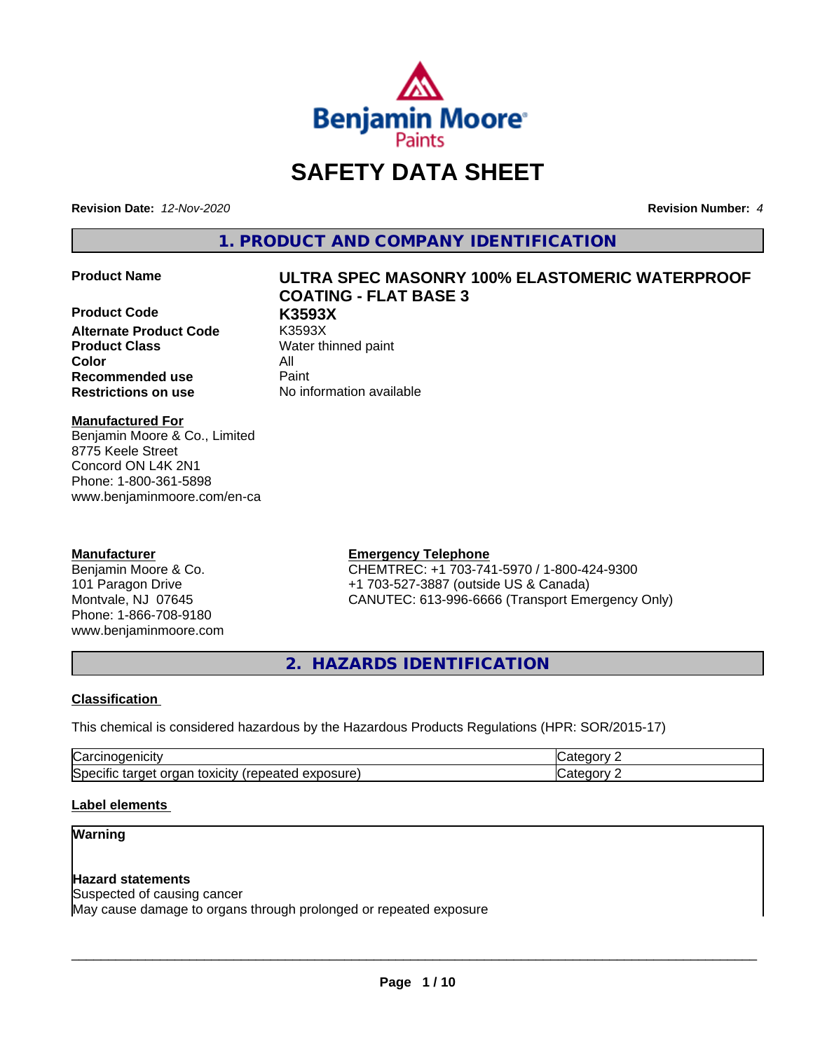# SAFETY DATA SHEET

**Revision Date:** *12-Nov-2020* **Revision Number:** *4*

## 1. PRODUCT AND COMPANY IDENTIFICATION

| | |
|---|---|
| **Product Name** | **ULTRA SPEC MASONRY 100% ELASTOMERIC WATERPROOF COATING - FLAT BASE 3** |
| **Product Code** | **K3593X** |
| **Alternate Product Code** | K3593X |
| **Product Class** | Water thinned paint |
| **Color** | All |
| **Recommended use** | Paint |
| **Restrictions on use** | No information available |

**Manufactured For**
Benjamin Moore & Co., Limited
8775 Keele Street
Concord ON L4K 2N1
Phone: 1-800-361-5898
www.benjaminmoore.com/en-ca

**Manufacturer**
Benjamin Moore & Co.
101 Paragon Drive
Montvale, NJ 07645
Phone: 1-866-708-9180
www.benjaminmoore.com

**Emergency Telephone**
CHEMTREC: +1 703-741-5970 / 1-800-424-9300
+1 703-527-3887 (outside US & Canada)
CANUTEC: 613-996-6666 (Transport Emergency Only)

## 2. HAZARDS IDENTIFICATION

**Classification**

This chemical is considered hazardous by the Hazardous Products Regulations (HPR: SOR/2015-17)

| | |
|---|---|
| Carcinogenicity | Category 2 |
| Specific target organ toxicity (repeated exposure) | Category 2 |

**Label elements**

**Warning**

**Hazard statements**
Suspected of causing cancer
May cause damage to organs through prolonged or repeated exposure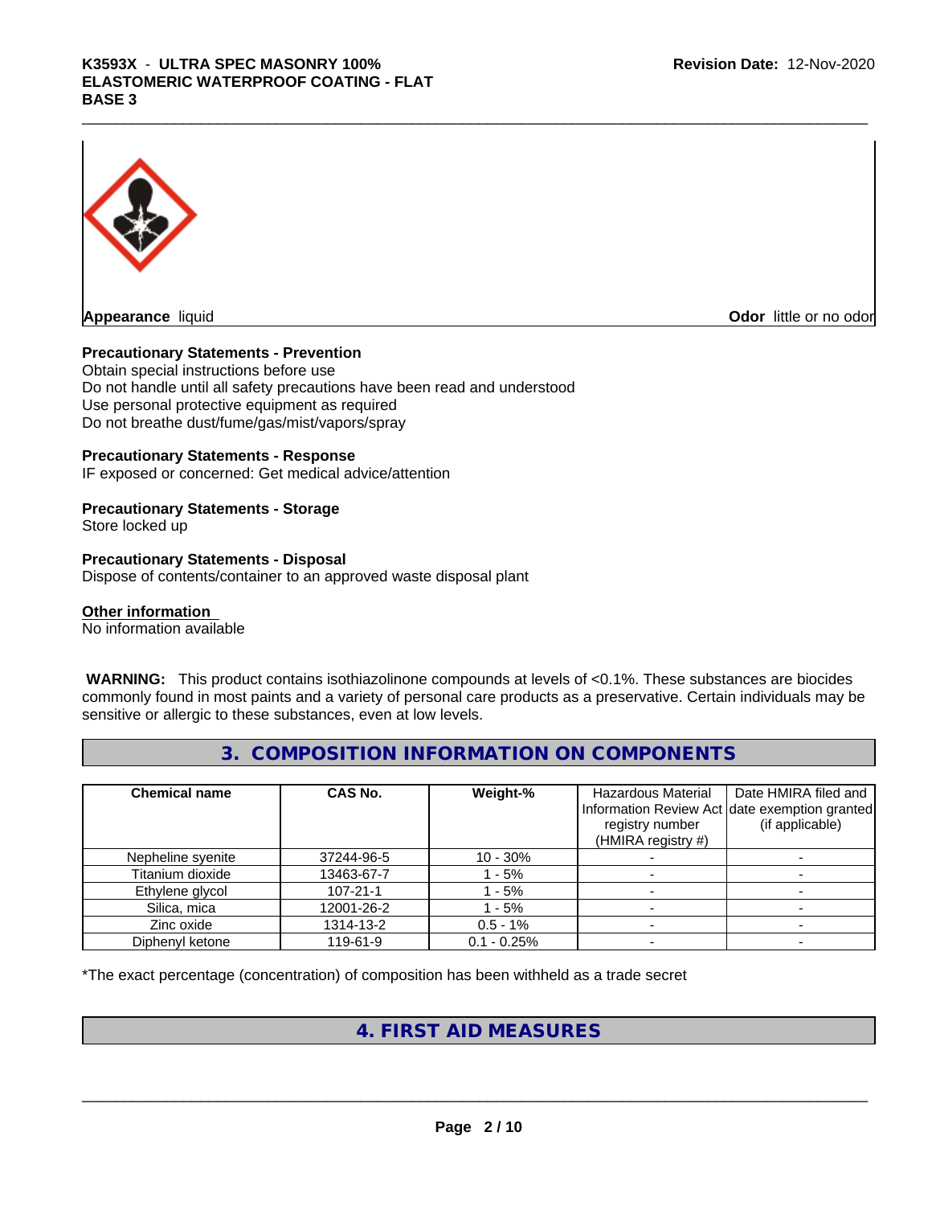**Appearance** liquid

**Odor** little or no odor

**Precautionary Statements - Prevention**

Obtain special instructions before use
Do not handle until all safety precautions have been read and understood
Use personal protective equipment as required
Do not breathe dust/fume/gas/mist/vapors/spray

**Precautionary Statements - Response**

IF exposed or concerned: Get medical advice/attention

**Precautionary Statements - Storage**

Store locked up

**Precautionary Statements - Disposal**

Dispose of contents/container to an approved waste disposal plant

**Other information**

No information available

**WARNING:** This product contains isothiazolinone compounds at levels of <0.1%. These substances are biocides commonly found in most paints and a variety of personal care products as a preservative. Certain individuals may be sensitive or allergic to these substances, even at low levels.

## 3. COMPOSITION INFORMATION ON COMPONENTS

| Chemical name | CAS No. | Weight-% | Hazardous Material Information Review Act registry number (HMIRA registry #) | Date HMIRA filed and date exemption granted (if applicable) |
|---|---|---|---|---|
| Nepheline syenite | 37244-96-5 | 10 - 30% | - | - |
| Titanium dioxide | 13463-67-7 | 1 - 5% | - | - |
| Ethylene glycol | 107-21-1 | 1 - 5% | - | - |
| Silica, mica | 12001-26-2 | 1 - 5% | - | - |
| Zinc oxide | 1314-13-2 | 0.5 - 1% | - | - |
| Diphenyl ketone | 119-61-9 | 0.1 - 0.25% | - | - |

*The exact percentage (concentration) of composition has been withheld as a trade secret

## 4. FIRST AID MEASURES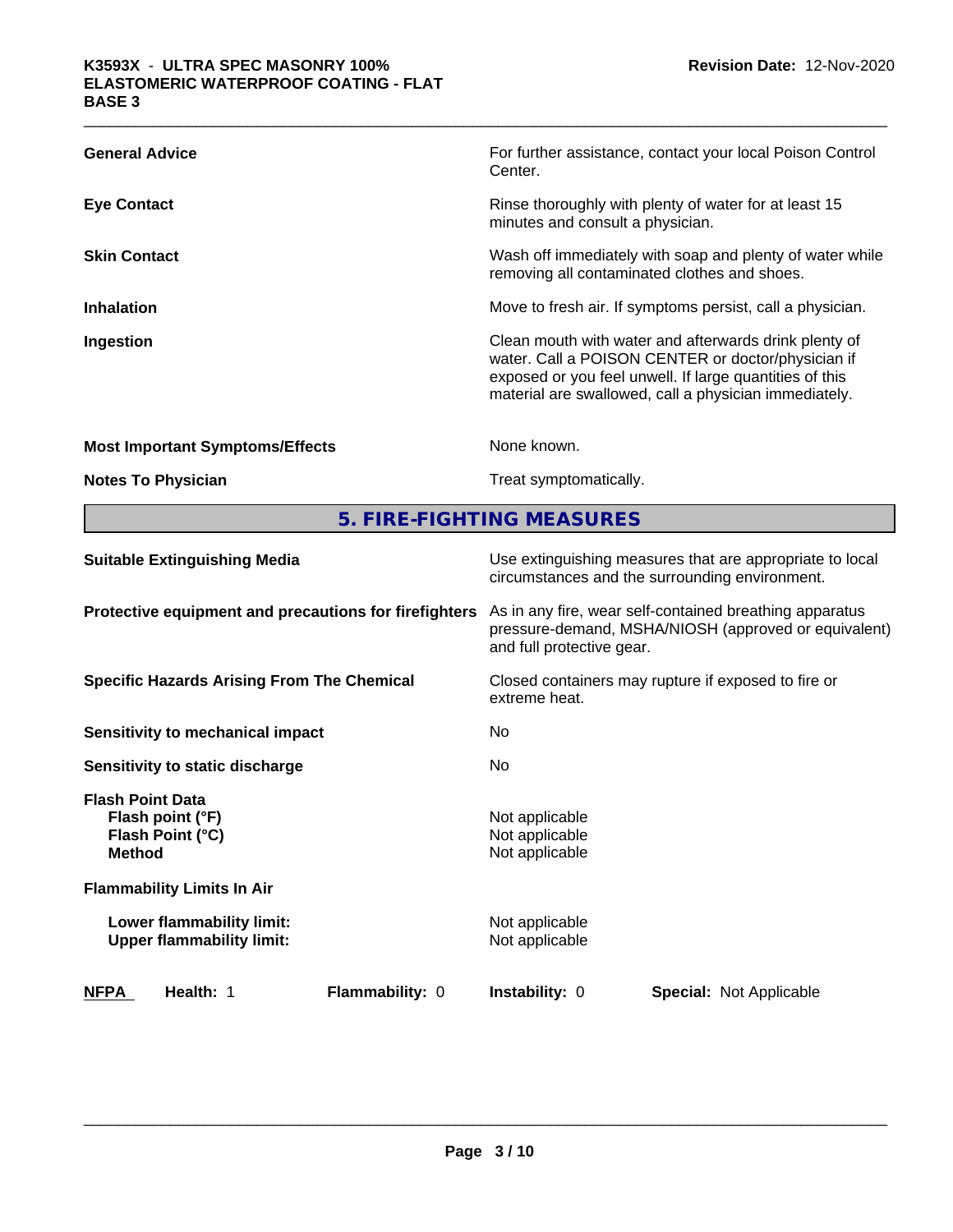| | |
|---|---|
| **General Advice** | For further assistance, contact your local Poison Control Center. |
| **Eye Contact** | Rinse thoroughly with plenty of water for at least 15 minutes and consult a physician. |
| **Skin Contact** | Wash off immediately with soap and plenty of water while removing all contaminated clothes and shoes. |
| **Inhalation** | Move to fresh air. If symptoms persist, call a physician. |
| **Ingestion** | Clean mouth with water and afterwards drink plenty of water. Call a POISON CENTER or doctor/physician if exposed or you feel unwell. If large quantities of this material are swallowed, call a physician immediately. |
| **Most Important Symptoms/Effects** | None known. |
| **Notes To Physician** | Treat symptomatically. |

## 5. FIRE-FIGHTING MEASURES

| | |
|---|---|
| **Suitable Extinguishing Media** | Use extinguishing measures that are appropriate to local circumstances and the surrounding environment. |
| **Protective equipment and precautions for firefighters** | As in any fire, wear self-contained breathing apparatus pressure-demand, MSHA/NIOSH (approved or equivalent) and full protective gear. |
| **Specific Hazards Arising From The Chemical** | Closed containers may rupture if exposed to fire or extreme heat. |
| **Sensitivity to mechanical impact** | No |
| **Sensitivity to static discharge** | No |
| **Flash Point Data** | |
| **Flash point (°F)** | Not applicable |
| **Flash Point (°C)** | Not applicable |
| **Method** | Not applicable |
| **Flammability Limits In Air** | |
| **Lower flammability limit:** | Not applicable |
| **Upper flammability limit:** | Not applicable |

| **NFPA** | **Health:** 1 | **Flammability:** 0 | **Instability:** 0 | **Special:** Not Applicable |
|---|---|---|---|---|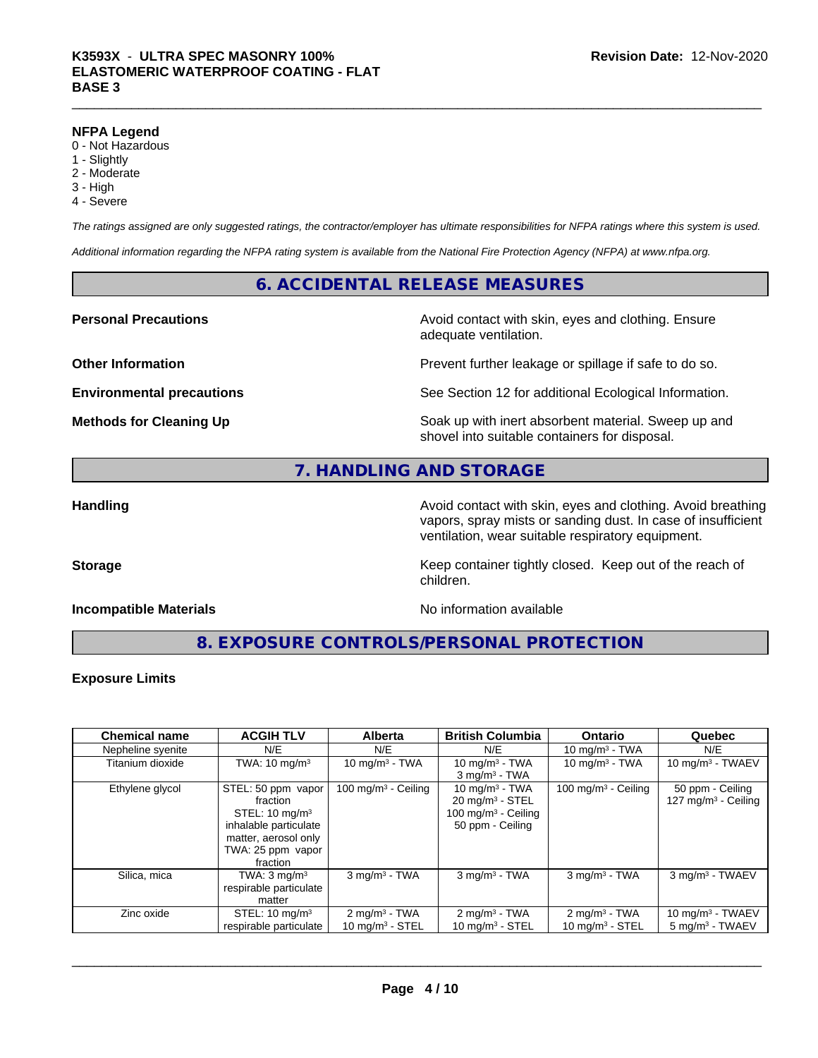**NFPA Legend**

- 0 - Not Hazardous
- 1 - Slightly
- 2 - Moderate
- 3 - High
- 4 - Severe

*The ratings assigned are only suggested ratings, the contractor/employer has ultimate responsibilities for NFPA ratings where this system is used.*

*Additional information regarding the NFPA rating system is available from the National Fire Protection Agency (NFPA) at www.nfpa.org.*

## 6. ACCIDENTAL RELEASE MEASURES

**Personal Precautions** — Avoid contact with skin, eyes and clothing. Ensure adequate ventilation.

**Other Information** — Prevent further leakage or spillage if safe to do so.

**Environmental precautions** — See Section 12 for additional Ecological Information.

**Methods for Cleaning Up** — Soak up with inert absorbent material. Sweep up and shovel into suitable containers for disposal.

## 7. HANDLING AND STORAGE

**Handling** — Avoid contact with skin, eyes and clothing. Avoid breathing vapors, spray mists or sanding dust. In case of insufficient ventilation, wear suitable respiratory equipment.

**Storage** — Keep container tightly closed. Keep out of the reach of children.

**Incompatible Materials** — No information available

## 8. EXPOSURE CONTROLS/PERSONAL PROTECTION

**Exposure Limits**

| Chemical name | ACGIH TLV | Alberta | British Columbia | Ontario | Quebec |
|---|---|---|---|---|---|
| Nepheline syenite | N/E | N/E | N/E | 10 mg/m³ - TWA | N/E |
| Titanium dioxide | TWA: 10 mg/m³ | 10 mg/m³ - TWA | 10 mg/m³ - TWA<br>3 mg/m³ - TWA | 10 mg/m³ - TWA | 10 mg/m³ - TWAEV |
| Ethylene glycol | STEL: 50 ppm vapor fraction<br>STEL: 10 mg/m³ inhalable particulate matter, aerosol only<br>TWA: 25 ppm vapor fraction | 100 mg/m³ - Ceiling | 10 mg/m³ - TWA<br>20 mg/m³ - STEL<br>100 mg/m³ - Ceiling<br>50 ppm - Ceiling | 100 mg/m³ - Ceiling | 50 ppm - Ceiling<br>127 mg/m³ - Ceiling |
| Silica, mica | TWA: 3 mg/m³ respirable particulate matter | 3 mg/m³ - TWA | 3 mg/m³ - TWA | 3 mg/m³ - TWA | 3 mg/m³ - TWAEV |
| Zinc oxide | STEL: 10 mg/m³ respirable particulate | 2 mg/m³ - TWA<br>10 mg/m³ - STEL | 2 mg/m³ - TWA<br>10 mg/m³ - STEL | 2 mg/m³ - TWA<br>10 mg/m³ - STEL | 10 mg/m³ - TWAEV<br>5 mg/m³ - TWAEV |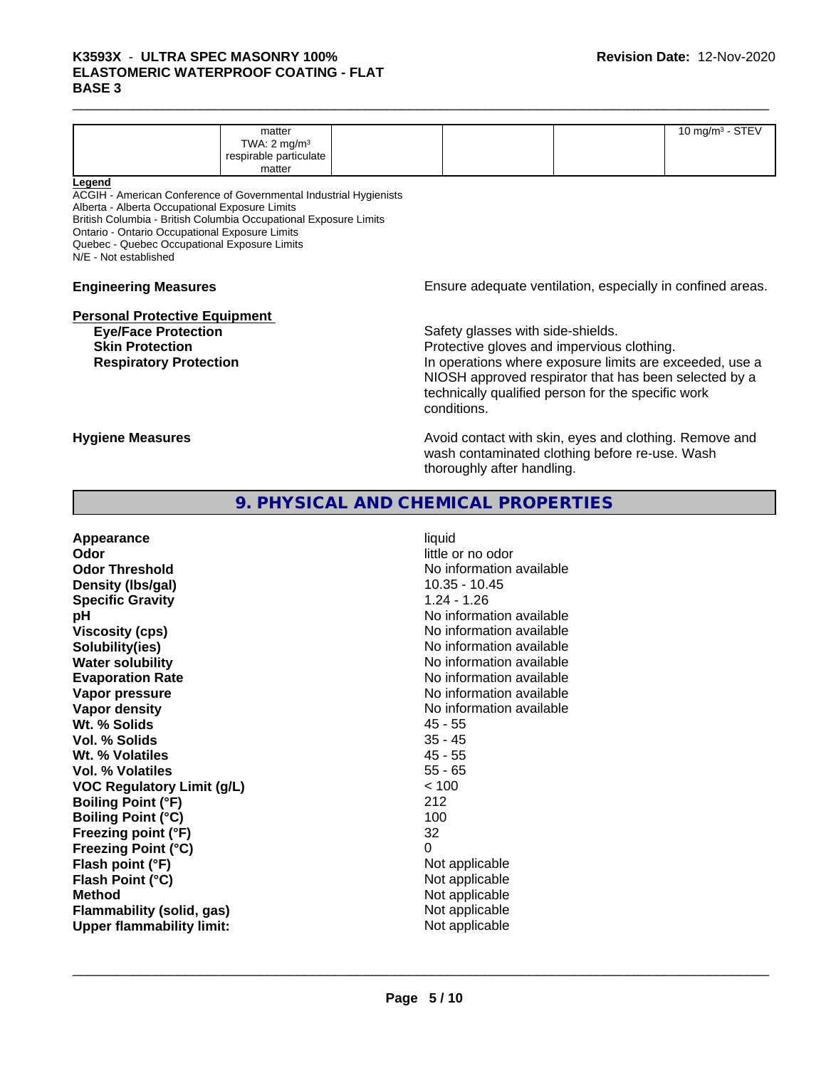|  | matter<br>TWA: 2 mg/m³<br>respirable particulate<br>matter |  |  |  | 10 mg/m³ - STEV |
|---|---|---|---|---|---|

**Legend**

ACGIH - American Conference of Governmental Industrial Hygienists
Alberta - Alberta Occupational Exposure Limits
British Columbia - British Columbia Occupational Exposure Limits
Ontario - Ontario Occupational Exposure Limits
Quebec - Quebec Occupational Exposure Limits
N/E - Not established

**Engineering Measures** — Ensure adequate ventilation, especially in confined areas.

**Personal Protective Equipment**

- **Eye/Face Protection** — Safety glasses with side-shields.
- **Skin Protection** — Protective gloves and impervious clothing.
- **Respiratory Protection** — In operations where exposure limits are exceeded, use a NIOSH approved respirator that has been selected by a technically qualified person for the specific work conditions.

**Hygiene Measures** — Avoid contact with skin, eyes and clothing. Remove and wash contaminated clothing before re-use. Wash thoroughly after handling.

## 9. PHYSICAL AND CHEMICAL PROPERTIES

| Property | Value |
|---|---|
| **Appearance** | liquid |
| **Odor** | little or no odor |
| **Odor Threshold** | No information available |
| **Density (lbs/gal)** | 10.35 - 10.45 |
| **Specific Gravity** | 1.24 - 1.26 |
| **pH** | No information available |
| **Viscosity (cps)** | No information available |
| **Solubility(ies)** | No information available |
| **Water solubility** | No information available |
| **Evaporation Rate** | No information available |
| **Vapor pressure** | No information available |
| **Vapor density** | No information available |
| **Wt. % Solids** | 45 - 55 |
| **Vol. % Solids** | 35 - 45 |
| **Wt. % Volatiles** | 45 - 55 |
| **Vol. % Volatiles** | 55 - 65 |
| **VOC Regulatory Limit (g/L)** | < 100 |
| **Boiling Point (°F)** | 212 |
| **Boiling Point (°C)** | 100 |
| **Freezing point (°F)** | 32 |
| **Freezing Point (°C)** | 0 |
| **Flash point (°F)** | Not applicable |
| **Flash Point (°C)** | Not applicable |
| **Method** | Not applicable |
| **Flammability (solid, gas)** | Not applicable |
| **Upper flammability limit:** | Not applicable |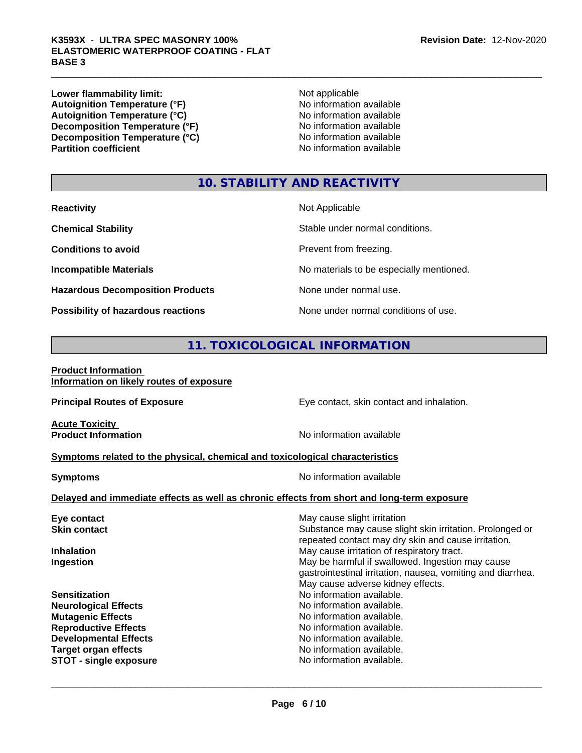| | |
|---|---|
| **Lower flammability limit:** | Not applicable |
| **Autoignition Temperature (°F)** | No information available |
| **Autoignition Temperature (°C)** | No information available |
| **Decomposition Temperature (°F)** | No information available |
| **Decomposition Temperature (°C)** | No information available |
| **Partition coefficient** | No information available |

## 10. STABILITY AND REACTIVITY

| | |
|---|---|
| **Reactivity** | Not Applicable |
| **Chemical Stability** | Stable under normal conditions. |
| **Conditions to avoid** | Prevent from freezing. |
| **Incompatible Materials** | No materials to be especially mentioned. |
| **Hazardous Decomposition Products** | None under normal use. |
| **Possibility of hazardous reactions** | None under normal conditions of use. |

## 11. TOXICOLOGICAL INFORMATION

**Product Information**
**Information on likely routes of exposure**

| | |
|---|---|
| **Principal Routes of Exposure** | Eye contact, skin contact and inhalation. |

**Acute Toxicity**

| | |
|---|---|
| **Product Information** | No information available |

**Symptoms related to the physical, chemical and toxicological characteristics**

| | |
|---|---|
| **Symptoms** | No information available |

**Delayed and immediate effects as well as chronic effects from short and long-term exposure**

| | |
|---|---|
| **Eye contact** | May cause slight irritation |
| **Skin contact** | Substance may cause slight skin irritation. Prolonged or repeated contact may dry skin and cause irritation. |
| **Inhalation** | May cause irritation of respiratory tract. |
| **Ingestion** | May be harmful if swallowed. Ingestion may cause gastrointestinal irritation, nausea, vomiting and diarrhea. May cause adverse kidney effects. |
| **Sensitization** | No information available. |
| **Neurological Effects** | No information available. |
| **Mutagenic Effects** | No information available. |
| **Reproductive Effects** | No information available. |
| **Developmental Effects** | No information available. |
| **Target organ effects** | No information available. |
| **STOT - single exposure** | No information available. |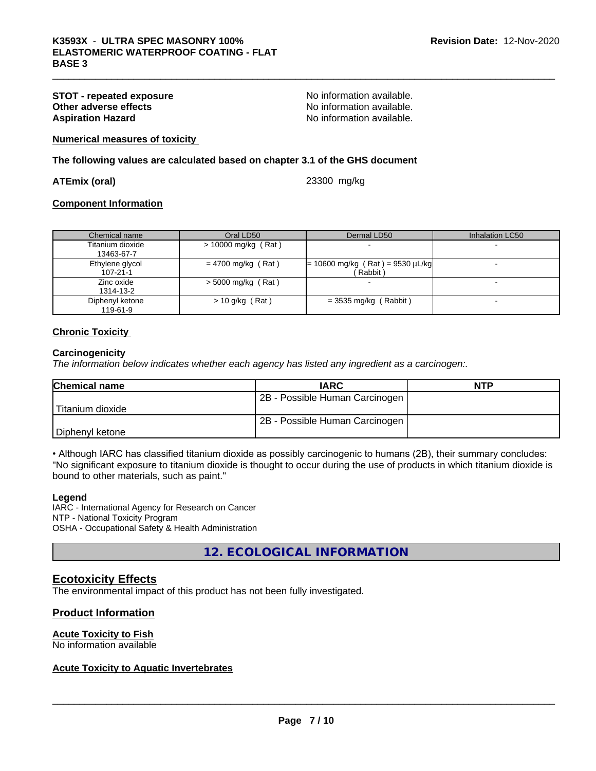**STOT - repeated exposure** No information available.
**Other adverse effects** No information available.
**Aspiration Hazard** No information available.

**Numerical measures of toxicity**

**The following values are calculated based on chapter 3.1 of the GHS document**

**ATEmix (oral)** 23300 mg/kg

**Component Information**

| Chemical name | Oral LD50 | Dermal LD50 | Inhalation LC50 |
|---|---|---|---|
| Titanium dioxide 13463-67-7 | > 10000 mg/kg ( Rat ) | - | - |
| Ethylene glycol 107-21-1 | = 4700 mg/kg ( Rat ) | = 10600 mg/kg ( Rat ) = 9530 µL/kg ( Rabbit ) | - |
| Zinc oxide 1314-13-2 | > 5000 mg/kg ( Rat ) | - | - |
| Diphenyl ketone 119-61-9 | > 10 g/kg ( Rat ) | = 3535 mg/kg ( Rabbit ) | - |

**Chronic Toxicity**

**Carcinogenicity**

*The information below indicates whether each agency has listed any ingredient as a carcinogen:.*

| Chemical name | IARC | NTP |
|---|---|---|
| Titanium dioxide | 2B - Possible Human Carcinogen | |
| Diphenyl ketone | 2B - Possible Human Carcinogen | |

• Although IARC has classified titanium dioxide as possibly carcinogenic to humans (2B), their summary concludes: "No significant exposure to titanium dioxide is thought to occur during the use of products in which titanium dioxide is bound to other materials, such as paint."

**Legend**

IARC - International Agency for Research on Cancer
NTP - National Toxicity Program
OSHA - Occupational Safety & Health Administration

## 12. ECOLOGICAL INFORMATION

## Ecotoxicity Effects

The environmental impact of this product has not been fully investigated.

## Product Information

**Acute Toxicity to Fish**

No information available

**Acute Toxicity to Aquatic Invertebrates**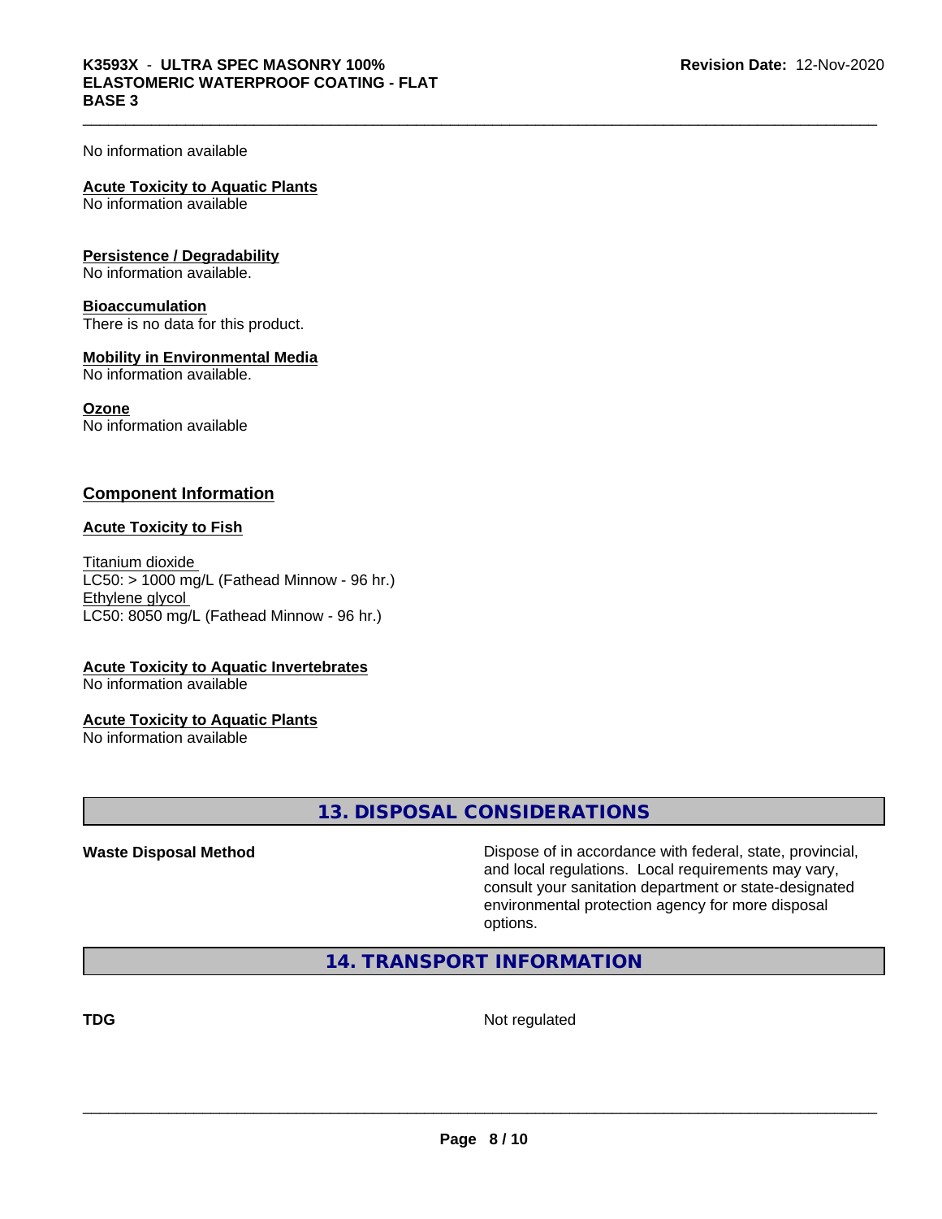No information available

**Acute Toxicity to Aquatic Plants**
No information available

**Persistence / Degradability**
No information available.

**Bioaccumulation**
There is no data for this product.

**Mobility in Environmental Media**
No information available.

**Ozone**
No information available

## Component Information

**Acute Toxicity to Fish**

Titanium dioxide
LC50: > 1000 mg/L (Fathead Minnow - 96 hr.)
Ethylene glycol
LC50: 8050 mg/L (Fathead Minnow - 96 hr.)

**Acute Toxicity to Aquatic Invertebrates**
No information available

**Acute Toxicity to Aquatic Plants**
No information available

## 13. DISPOSAL CONSIDERATIONS

| | |
|---|---|
| **Waste Disposal Method** | Dispose of in accordance with federal, state, provincial, and local regulations. Local requirements may vary, consult your sanitation department or state-designated environmental protection agency for more disposal options. |

## 14. TRANSPORT INFORMATION

| | |
|---|---|
| **TDG** | Not regulated |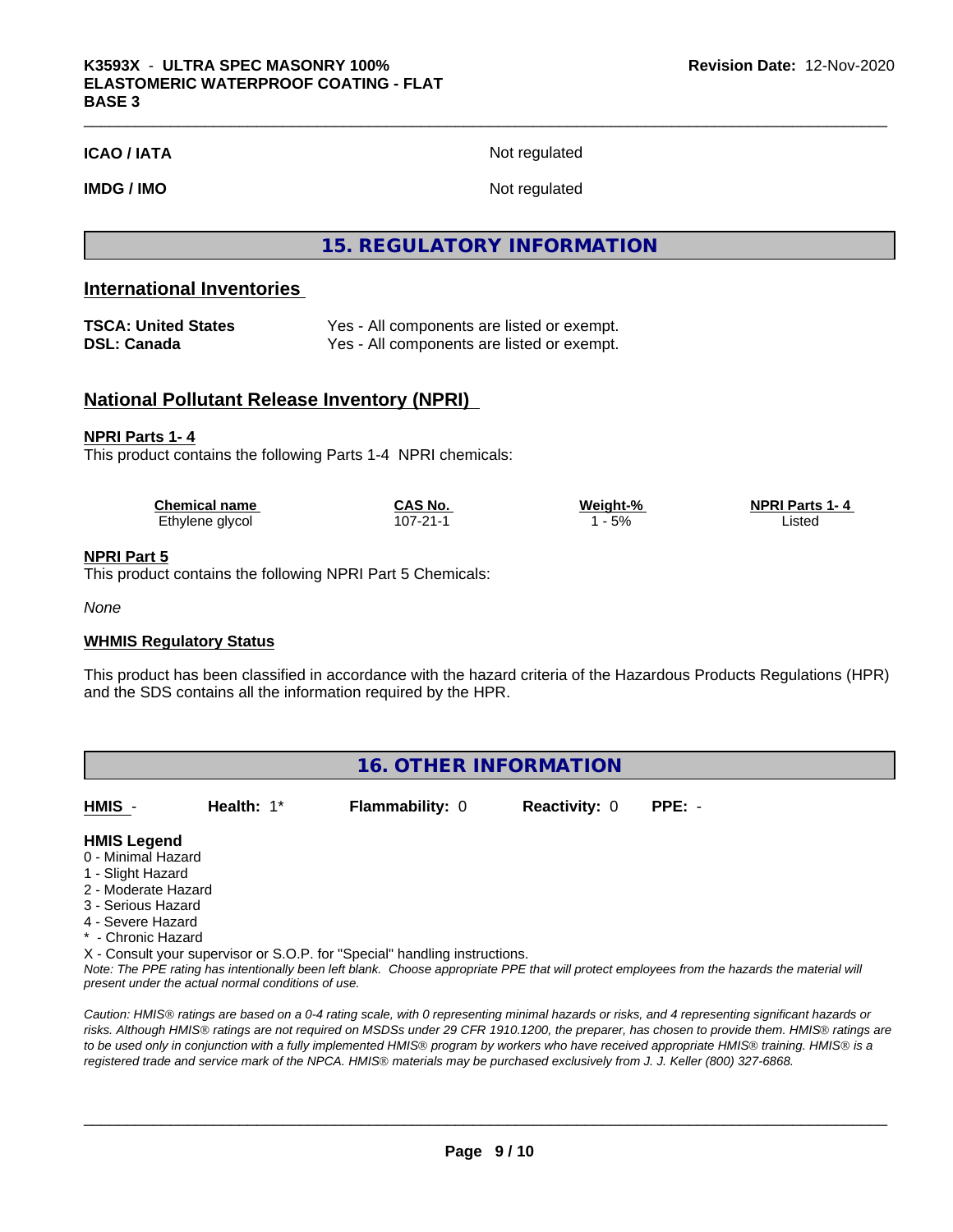| | |
|---|---|
| **ICAO / IATA** | Not regulated |
| **IMDG / IMO** | Not regulated |

## 15. REGULATORY INFORMATION

### International Inventories

| | |
|---|---|
| **TSCA: United States** | Yes - All components are listed or exempt. |
| **DSL: Canada** | Yes - All components are listed or exempt. |

### National Pollutant Release Inventory (NPRI)

**NPRI Parts 1- 4**

This product contains the following Parts 1-4 NPRI chemicals:

| Chemical name | CAS No. | Weight-% | NPRI Parts 1- 4 |
|---|---|---|---|
| Ethylene glycol | 107-21-1 | 1 - 5% | Listed |

**NPRI Part 5**

This product contains the following NPRI Part 5 Chemicals:

*None*

**WHMIS Regulatory Status**

This product has been classified in accordance with the hazard criteria of the Hazardous Products Regulations (HPR) and the SDS contains all the information required by the HPR.

## 16. OTHER INFORMATION

| **HMIS** - | **Health:** 1* | **Flammability:** 0 | **Reactivity:** 0 | **PPE:** - |
|---|---|---|---|---|

**HMIS Legend**

0 - Minimal Hazard
1 - Slight Hazard
2 - Moderate Hazard
3 - Serious Hazard
4 - Severe Hazard
* - Chronic Hazard
X - Consult your supervisor or S.O.P. for "Special" handling instructions.

*Note: The PPE rating has intentionally been left blank. Choose appropriate PPE that will protect employees from the hazards the material will present under the actual normal conditions of use.*

*Caution: HMIS® ratings are based on a 0-4 rating scale, with 0 representing minimal hazards or risks, and 4 representing significant hazards or risks. Although HMIS® ratings are not required on MSDSs under 29 CFR 1910.1200, the preparer, has chosen to provide them. HMIS® ratings are to be used only in conjunction with a fully implemented HMIS® program by workers who have received appropriate HMIS® training. HMIS® is a registered trade and service mark of the NPCA. HMIS® materials may be purchased exclusively from J. J. Keller (800) 327-6868.*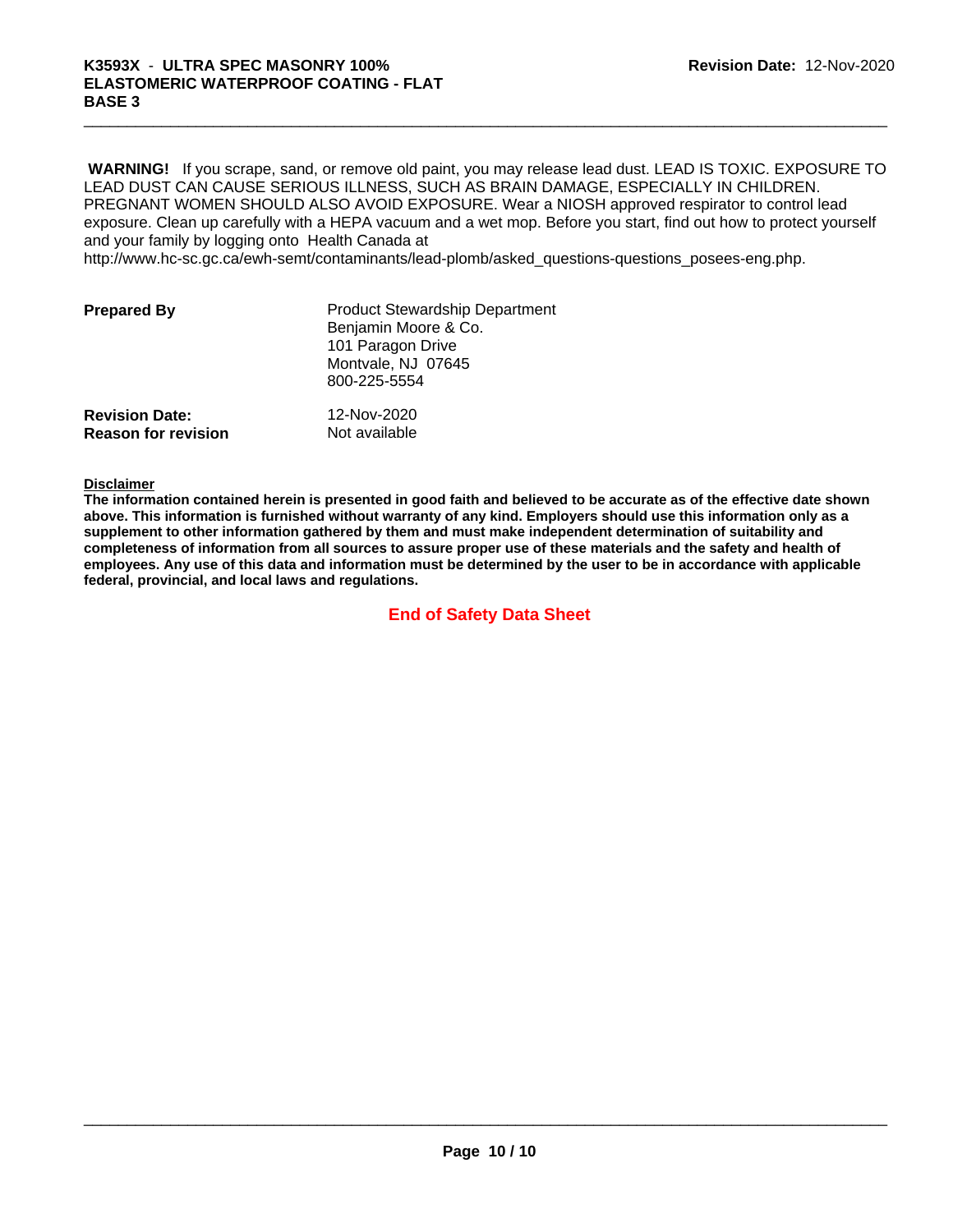**WARNING!** If you scrape, sand, or remove old paint, you may release lead dust. LEAD IS TOXIC. EXPOSURE TO LEAD DUST CAN CAUSE SERIOUS ILLNESS, SUCH AS BRAIN DAMAGE, ESPECIALLY IN CHILDREN. PREGNANT WOMEN SHOULD ALSO AVOID EXPOSURE. Wear a NIOSH approved respirator to control lead exposure. Clean up carefully with a HEPA vacuum and a wet mop. Before you start, find out how to protect yourself and your family by logging onto Health Canada at http://www.hc-sc.gc.ca/ewh-semt/contaminants/lead-plomb/asked_questions-questions_posees-eng.php.

| | |
|---|---|
| **Prepared By** | Product Stewardship Department<br>Benjamin Moore & Co.<br>101 Paragon Drive<br>Montvale, NJ 07645<br>800-225-5554 |
| **Revision Date:** | 12-Nov-2020 |
| **Reason for revision** | Not available |

**Disclaimer**

**The information contained herein is presented in good faith and believed to be accurate as of the effective date shown above. This information is furnished without warranty of any kind. Employers should use this information only as a supplement to other information gathered by them and must make independent determination of suitability and completeness of information from all sources to assure proper use of these materials and the safety and health of employees. Any use of this data and information must be determined by the user to be in accordance with applicable federal, provincial, and local laws and regulations.**

**End of Safety Data Sheet**